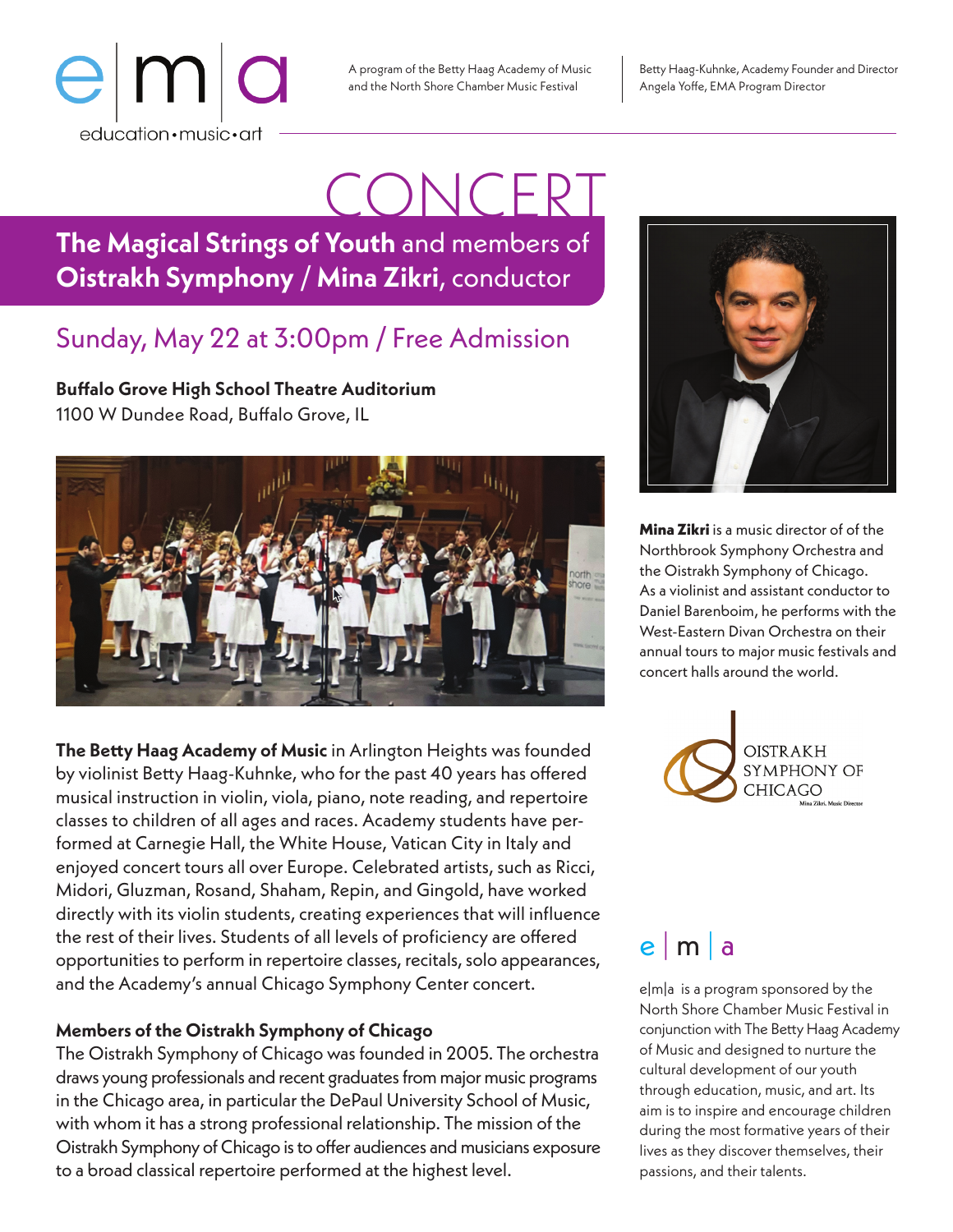e | m | a
education • music • art

A program of the Betty Haag Academy of Music and the North Shore Chamber Music Festival

Betty Haag-Kuhnke, Academy Founder and Director
Angela Yoffe, EMA Program Director

# CONCERT

## **The Magical Strings of Youth** and members of **Oistrakh Symphony / Mina Zikri**, conductor

### Sunday, May 22 at 3:00pm / Free Admission

**Buffalo Grove High School Theatre Auditorium**
1100 W Dundee Road, Buffalo Grove, IL

**The Betty Haag Academy of Music** in Arlington Heights was founded by violinist Betty Haag-Kuhnke, who for the past 40 years has offered musical instruction in violin, viola, piano, note reading, and repertoire classes to children of all ages and races. Academy students have performed at Carnegie Hall, the White House, Vatican City in Italy and enjoyed concert tours all over Europe. Celebrated artists, such as Ricci, Midori, Gluzman, Rosand, Shaham, Repin, and Gingold, have worked directly with its violin students, creating experiences that will influence the rest of their lives. Students of all levels of proficiency are offered opportunities to perform in repertoire classes, recitals, solo appearances, and the Academy's annual Chicago Symphony Center concert.

#### Members of the Oistrakh Symphony of Chicago

The Oistrakh Symphony of Chicago was founded in 2005. The orchestra draws young professionals and recent graduates from major music programs in the Chicago area, in particular the DePaul University School of Music, with whom it has a strong professional relationship. The mission of the Oistrakh Symphony of Chicago is to offer audiences and musicians exposure to a broad classical repertoire performed at the highest level.

**Mina Zikri** is a music director of of the Northbrook Symphony Orchestra and the Oistrakh Symphony of Chicago. As a violinist and assistant conductor to Daniel Barenboim, he performs with the West-Eastern Divan Orchestra on their annual tours to major music festivals and concert halls around the world.

OISTRAKH SYMPHONY OF CHICAGO
Mina Zikri, Music Director

e | m | a

e|m|a is a program sponsored by the North Shore Chamber Music Festival in conjunction with The Betty Haag Academy of Music and designed to nurture the cultural development of our youth through education, music, and art. Its aim is to inspire and encourage children during the most formative years of their lives as they discover themselves, their passions, and their talents.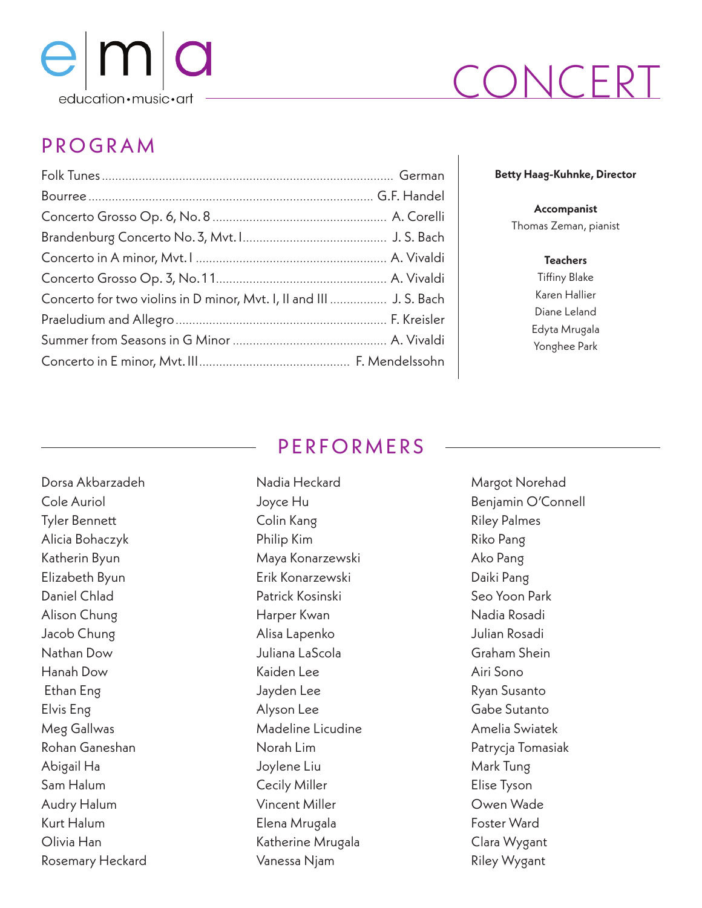e | m | a

education • music • art

# CONCERT

## PROGRAM

| | |
|---|---|
| Folk Tunes | German |
| Bourree | G.F. Handel |
| Concerto Grosso Op. 6, No. 8 | A. Corelli |
| Brandenburg Concerto No. 3, Mvt. I | J. S. Bach |
| Concerto in A minor, Mvt. I | A. Vivaldi |
| Concerto Grosso Op. 3, No. 11 | A. Vivaldi |
| Concerto for two violins in D minor, Mvt. I, II and III | J. S. Bach |
| Praeludium and Allegro | F. Kreisler |
| Summer from Seasons in G Minor | A. Vivaldi |
| Concerto in E minor, Mvt. III | F. Mendelssohn |

**Betty Haag-Kuhnke, Director**

**Accompanist**
Thomas Zeman, pianist

**Teachers**
Tiffiny Blake
Karen Hallier
Diane Leland
Edyta Mrugala
Yonghee Park

## PERFORMERS

Dorsa Akbarzadeh
Cole Auriol
Tyler Bennett
Alicia Bohaczyk
Katherin Byun
Elizabeth Byun
Daniel Chlad
Alison Chung
Jacob Chung
Nathan Dow
Hanah Dow
Ethan Eng
Elvis Eng
Meg Gallwas
Rohan Ganeshan
Abigail Ha
Sam Halum
Audry Halum
Kurt Halum
Olivia Han
Rosemary Heckard
Nadia Heckard
Joyce Hu
Colin Kang
Philip Kim
Maya Konarzewski
Erik Konarzewski
Patrick Kosinski
Harper Kwan
Alisa Lapenko
Juliana LaScola
Kaiden Lee
Jayden Lee
Alyson Lee
Madeline Licudine
Norah Lim
Joylene Liu
Cecily Miller
Vincent Miller
Elena Mrugala
Katherine Mrugala
Vanessa Njam
Margot Norehad
Benjamin O'Connell
Riley Palmes
Riko Pang
Ako Pang
Daiki Pang
Seo Yoon Park
Nadia Rosadi
Julian Rosadi
Graham Shein
Airi Sono
Ryan Susanto
Gabe Sutanto
Amelia Swiatek
Patrycja Tomasiak
Mark Tung
Elise Tyson
Owen Wade
Foster Ward
Clara Wygant
Riley Wygant